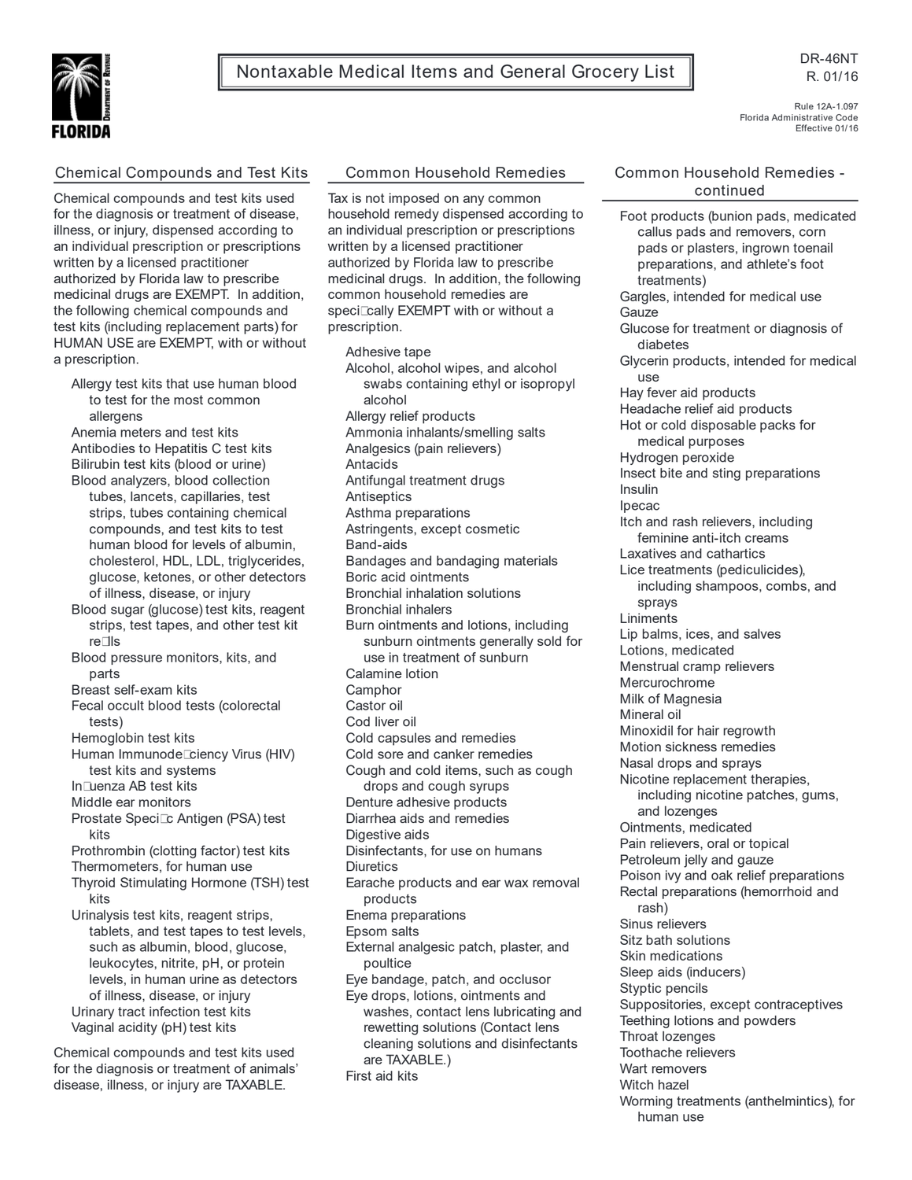# Nontaxable Medical Items and General Grocery List

DR-46NT
R. 01/16

Rule 12A-1.097
Florida Administrative Code
Effective 01/16

## Chemical Compounds and Test Kits

Chemical compounds and test kits used for the diagnosis or treatment of disease, illness, or injury, dispensed according to an individual prescription or prescriptions written by a licensed practitioner authorized by Florida law to prescribe medicinal drugs are EXEMPT. In addition, the following chemical compounds and test kits (including replacement parts) for HUMAN USE are EXEMPT, with or without a prescription.

- Allergy test kits that use human blood to test for the most common allergens
- Anemia meters and test kits
- Antibodies to Hepatitis C test kits
- Bilirubin test kits (blood or urine)
- Blood analyzers, blood collection tubes, lancets, capillaries, test strips, tubes containing chemical compounds, and test kits to test human blood for levels of albumin, cholesterol, HDL, LDL, triglycerides, glucose, ketones, or other detectors of illness, disease, or injury
- Blood sugar (glucose) test kits, reagent strips, test tapes, and other test kit refills
- Blood pressure monitors, kits, and parts
- Breast self-exam kits
- Fecal occult blood tests (colorectal tests)
- Hemoglobin test kits
- Human Immunodeficiency Virus (HIV) test kits and systems
- Influenza AB test kits
- Middle ear monitors
- Prostate Specific Antigen (PSA) test kits
- Prothrombin (clotting factor) test kits
- Thermometers, for human use
- Thyroid Stimulating Hormone (TSH) test kits
- Urinalysis test kits, reagent strips, tablets, and test tapes to test levels, such as albumin, blood, glucose, leukocytes, nitrite, pH, or protein levels, in human urine as detectors of illness, disease, or injury
- Urinary tract infection test kits
- Vaginal acidity (pH) test kits

Chemical compounds and test kits used for the diagnosis or treatment of animals' disease, illness, or injury are TAXABLE.

## Common Household Remedies

Tax is not imposed on any common household remedy dispensed according to an individual prescription or prescriptions written by a licensed practitioner authorized by Florida law to prescribe medicinal drugs. In addition, the following common household remedies are specifically EXEMPT with or without a prescription.

- Adhesive tape
- Alcohol, alcohol wipes, and alcohol swabs containing ethyl or isopropyl alcohol
- Allergy relief products
- Ammonia inhalants/smelling salts
- Analgesics (pain relievers)
- Antacids
- Antifungal treatment drugs
- Antiseptics
- Asthma preparations
- Astringents, except cosmetic
- Band-aids
- Bandages and bandaging materials
- Boric acid ointments
- Bronchial inhalation solutions
- Bronchial inhalers
- Burn ointments and lotions, including sunburn ointments generally sold for use in treatment of sunburn
- Calamine lotion
- Camphor
- Castor oil
- Cod liver oil
- Cold capsules and remedies
- Cold sore and canker remedies
- Cough and cold items, such as cough drops and cough syrups
- Denture adhesive products
- Diarrhea aids and remedies
- Digestive aids
- Disinfectants, for use on humans
- Diuretics
- Earache products and ear wax removal products
- Enema preparations
- Epsom salts
- External analgesic patch, plaster, and poultice
- Eye bandage, patch, and occlusor
- Eye drops, lotions, ointments and washes, contact lens lubricating and rewetting solutions (Contact lens cleaning solutions and disinfectants are TAXABLE.)
- First aid kits

## Common Household Remedies - continued

- Foot products (bunion pads, medicated callus pads and removers, corn pads or plasters, ingrown toenail preparations, and athlete's foot treatments)
- Gargles, intended for medical use
- Gauze
- Glucose for treatment or diagnosis of diabetes
- Glycerin products, intended for medical use
- Hay fever aid products
- Headache relief aid products
- Hot or cold disposable packs for medical purposes
- Hydrogen peroxide
- Insect bite and sting preparations
- Insulin
- Ipecac
- Itch and rash relievers, including feminine anti-itch creams
- Laxatives and cathartics
- Lice treatments (pediculicides), including shampoos, combs, and sprays
- Liniments
- Lip balms, ices, and salves
- Lotions, medicated
- Menstrual cramp relievers
- Mercurochrome
- Milk of Magnesia
- Mineral oil
- Minoxidil for hair regrowth
- Motion sickness remedies
- Nasal drops and sprays
- Nicotine replacement therapies, including nicotine patches, gums, and lozenges
- Ointments, medicated
- Pain relievers, oral or topical
- Petroleum jelly and gauze
- Poison ivy and oak relief preparations
- Rectal preparations (hemorrhoid and rash)
- Sinus relievers
- Sitz bath solutions
- Skin medications
- Sleep aids (inducers)
- Styptic pencils
- Suppositories, except contraceptives
- Teething lotions and powders
- Throat lozenges
- Toothache relievers
- Wart removers
- Witch hazel
- Worming treatments (anthelmintics), for human use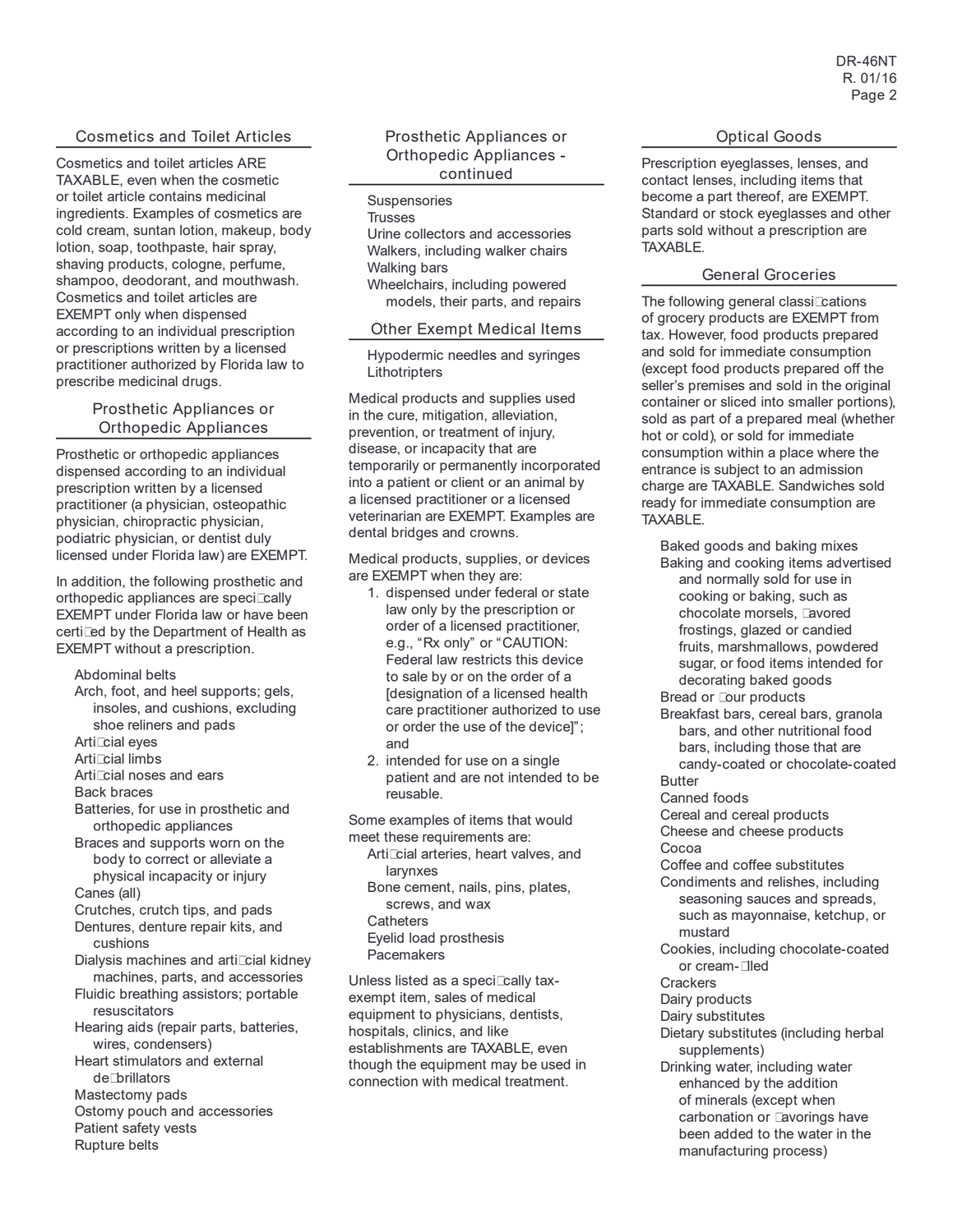## Cosmetics and Toilet Articles

Cosmetics and toilet articles ARE TAXABLE, even when the cosmetic or toilet article contains medicinal ingredients. Examples of cosmetics are cold cream, suntan lotion, makeup, body lotion, soap, toothpaste, hair spray, shaving products, cologne, perfume, shampoo, deodorant, and mouthwash. Cosmetics and toilet articles are EXEMPT only when dispensed according to an individual prescription or prescriptions written by a licensed practitioner authorized by Florida law to prescribe medicinal drugs.

## Prosthetic Appliances or Orthopedic Appliances

Prosthetic or orthopedic appliances dispensed according to an individual prescription written by a licensed practitioner (a physician, osteopathic physician, chiropractic physician, podiatric physician, or dentist duly licensed under Florida law) are EXEMPT.

In addition, the following prosthetic and orthopedic appliances are specifically EXEMPT under Florida law or have been certified by the Department of Health as EXEMPT without a prescription.

- Abdominal belts
- Arch, foot, and heel supports; gels, insoles, and cushions, excluding shoe reliners and pads
- Artificial eyes
- Artificial limbs
- Artificial noses and ears
- Back braces
- Batteries, for use in prosthetic and orthopedic appliances
- Braces and supports worn on the body to correct or alleviate a physical incapacity or injury
- Canes (all)
- Crutches, crutch tips, and pads
- Dentures, denture repair kits, and cushions
- Dialysis machines and artificial kidney machines, parts, and accessories
- Fluidic breathing assistors; portable resuscitators
- Hearing aids (repair parts, batteries, wires, condensers)
- Heart stimulators and external defibrillators
- Mastectomy pads
- Ostomy pouch and accessories
- Patient safety vests
- Rupture belts

## Prosthetic Appliances or Orthopedic Appliances - continued

- Suspensories
- Trusses
- Urine collectors and accessories
- Walkers, including walker chairs
- Walking bars
- Wheelchairs, including powered models, their parts, and repairs

## Other Exempt Medical Items

- Hypodermic needles and syringes
- Lithotripters

Medical products and supplies used in the cure, mitigation, alleviation, prevention, or treatment of injury, disease, or incapacity that are temporarily or permanently incorporated into a patient or client or an animal by a licensed practitioner or a licensed veterinarian are EXEMPT. Examples are dental bridges and crowns.

Medical products, supplies, or devices are EXEMPT when they are:

1. dispensed under federal or state law only by the prescription or order of a licensed practitioner, e.g., "Rx only" or "CAUTION: Federal law restricts this device to sale by or on the order of a [designation of a licensed health care practitioner authorized to use or order the use of the device]"; and
2. intended for use on a single patient and are not intended to be reusable.

Some examples of items that would meet these requirements are:

- Artificial arteries, heart valves, and larynxes
- Bone cement, nails, pins, plates, screws, and wax
- Catheters
- Eyelid load prosthesis
- Pacemakers

Unless listed as a specifically tax-exempt item, sales of medical equipment to physicians, dentists, hospitals, clinics, and like establishments are TAXABLE, even though the equipment may be used in connection with medical treatment.

## Optical Goods

Prescription eyeglasses, lenses, and contact lenses, including items that become a part thereof, are EXEMPT. Standard or stock eyeglasses and other parts sold without a prescription are TAXABLE.

## General Groceries

The following general classifications of grocery products are EXEMPT from tax. However, food products prepared and sold for immediate consumption (except food products prepared off the seller's premises and sold in the original container or sliced into smaller portions), sold as part of a prepared meal (whether hot or cold), or sold for immediate consumption within a place where the entrance is subject to an admission charge are TAXABLE. Sandwiches sold ready for immediate consumption are TAXABLE.

- Baked goods and baking mixes
- Baking and cooking items advertised and normally sold for use in cooking or baking, such as chocolate morsels, flavored frostings, glazed or candied fruits, marshmallows, powdered sugar, or food items intended for decorating baked goods
- Bread or flour products
- Breakfast bars, cereal bars, granola bars, and other nutritional food bars, including those that are candy-coated or chocolate-coated
- Butter
- Canned foods
- Cereal and cereal products
- Cheese and cheese products
- Cocoa
- Coffee and coffee substitutes
- Condiments and relishes, including seasoning sauces and spreads, such as mayonnaise, ketchup, or mustard
- Cookies, including chocolate-coated or cream-filled
- Crackers
- Dairy products
- Dairy substitutes
- Dietary substitutes (including herbal supplements)
- Drinking water, including water enhanced by the addition of minerals (except when carbonation or flavorings have been added to the water in the manufacturing process)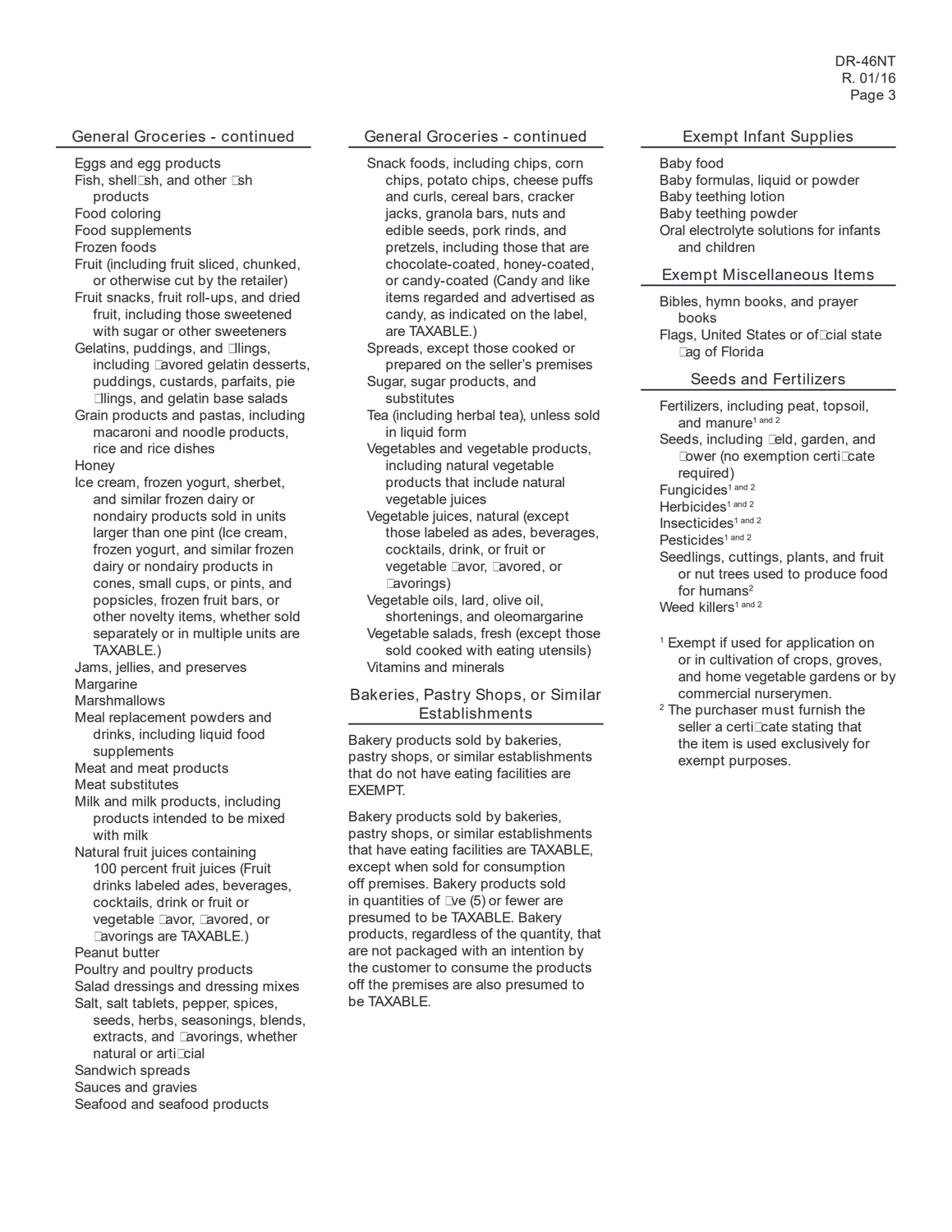## General Groceries - continued

- Eggs and egg products
- Fish, shellfish, and other fish products
- Food coloring
- Food supplements
- Frozen foods
- Fruit (including fruit sliced, chunked, or otherwise cut by the retailer)
- Fruit snacks, fruit roll-ups, and dried fruit, including those sweetened with sugar or other sweeteners
- Gelatins, puddings, and fillings, including flavored gelatin desserts, puddings, custards, parfaits, pie fillings, and gelatin base salads
- Grain products and pastas, including macaroni and noodle products, rice and rice dishes
- Honey
- Ice cream, frozen yogurt, sherbet, and similar frozen dairy or nondairy products sold in units larger than one pint (Ice cream, frozen yogurt, and similar frozen dairy or nondairy products in cones, small cups, or pints, and popsicles, frozen fruit bars, or other novelty items, whether sold separately or in multiple units are TAXABLE.)
- Jams, jellies, and preserves
- Margarine
- Marshmallows
- Meal replacement powders and drinks, including liquid food supplements
- Meat and meat products
- Meat substitutes
- Milk and milk products, including products intended to be mixed with milk
- Natural fruit juices containing 100 percent fruit juices (Fruit drinks labeled ades, beverages, cocktails, drink or fruit or vegetable flavor, flavored, or flavorings are TAXABLE.)
- Peanut butter
- Poultry and poultry products
- Salad dressings and dressing mixes
- Salt, salt tablets, pepper, spices, seeds, herbs, seasonings, blends, extracts, and flavorings, whether natural or artificial
- Sandwich spreads
- Sauces and gravies
- Seafood and seafood products

## General Groceries - continued

- Snack foods, including chips, corn chips, potato chips, cheese puffs and curls, cereal bars, cracker jacks, granola bars, nuts and edible seeds, pork rinds, and pretzels, including those that are chocolate-coated, honey-coated, or candy-coated (Candy and like items regarded and advertised as candy, as indicated on the label, are TAXABLE.)
- Spreads, except those cooked or prepared on the seller's premises
- Sugar, sugar products, and substitutes
- Tea (including herbal tea), unless sold in liquid form
- Vegetables and vegetable products, including natural vegetable products that include natural vegetable juices
- Vegetable juices, natural (except those labeled as ades, beverages, cocktails, drink, or fruit or vegetable flavor, flavored, or flavorings)
- Vegetable oils, lard, olive oil, shortenings, and oleomargarine
- Vegetable salads, fresh (except those sold cooked with eating utensils)
- Vitamins and minerals

## Bakeries, Pastry Shops, or Similar Establishments

Bakery products sold by bakeries, pastry shops, or similar establishments that do not have eating facilities are EXEMPT.

Bakery products sold by bakeries, pastry shops, or similar establishments that have eating facilities are TAXABLE, except when sold for consumption off premises. Bakery products sold in quantities of five (5) or fewer are presumed to be TAXABLE. Bakery products, regardless of the quantity, that are not packaged with an intention by the customer to consume the products off the premises are also presumed to be TAXABLE.

## Exempt Infant Supplies

- Baby food
- Baby formulas, liquid or powder
- Baby teething lotion
- Baby teething powder
- Oral electrolyte solutions for infants and children

## Exempt Miscellaneous Items

- Bibles, hymn books, and prayer books
- Flags, United States or official state flag of Florida

## Seeds and Fertilizers

- Fertilizers, including peat, topsoil, and manure[1 and 2]
- Seeds, including field, garden, and flower (no exemption certificate required)
- Fungicides[1 and 2]
- Herbicides[1 and 2]
- Insecticides[1 and 2]
- Pesticides[1 and 2]
- Seedlings, cuttings, plants, and fruit or nut trees used to produce food for humans[2]
- Weed killers[1 and 2]

[1] Exempt if used for application on or in cultivation of crops, groves, and home vegetable gardens or by commercial nurserymen.

[2] The purchaser must furnish the seller a certificate stating that the item is used exclusively for exempt purposes.